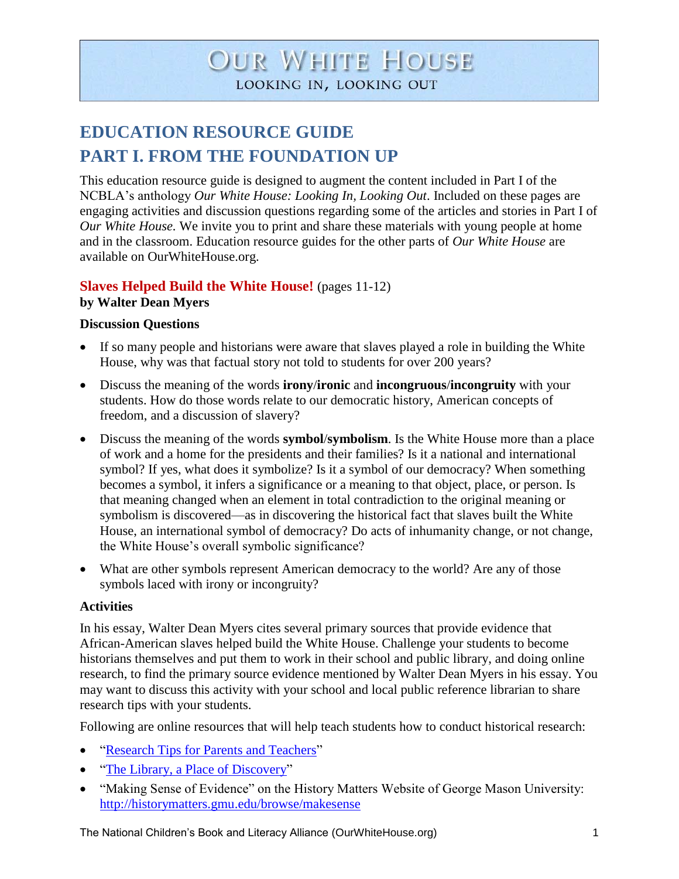# OUR WHITE HOUSE

LOOKING IN, LOOKING OUT

## EDUCATION RESOURCE GUIDE
## PART I. FROM THE FOUNDATION UP

This education resource guide is designed to augment the content included in Part I of the NCBLA's anthology *Our White House: Looking In, Looking Out*. Included on these pages are engaging activities and discussion questions regarding some of the articles and stories in Part I of *Our White House.* We invite you to print and share these materials with young people at home and in the classroom. Education resource guides for the other parts of *Our White House* are available on OurWhiteHouse.org.

### Slaves Helped Build the White House! (pages 11-12)
**by Walter Dean Myers**

**Discussion Questions**

- If so many people and historians were aware that slaves played a role in building the White House, why was that factual story not told to students for over 200 years?
- Discuss the meaning of the words **irony**/**ironic** and **incongruous**/**incongruity** with your students. How do those words relate to our democratic history, American concepts of freedom, and a discussion of slavery?
- Discuss the meaning of the words **symbol**/**symbolism**. Is the White House more than a place of work and a home for the presidents and their families? Is it a national and international symbol? If yes, what does it symbolize? Is it a symbol of our democracy? When something becomes a symbol, it infers a significance or a meaning to that object, place, or person. Is that meaning changed when an element in total contradiction to the original meaning or symbolism is discovered—as in discovering the historical fact that slaves built the White House, an international symbol of democracy? Do acts of inhumanity change, or not change, the White House's overall symbolic significance?
- What are other symbols represent American democracy to the world? Are any of those symbols laced with irony or incongruity?

**Activities**

In his essay, Walter Dean Myers cites several primary sources that provide evidence that African-American slaves helped build the White House. Challenge your students to become historians themselves and put them to work in their school and public library, and doing online research, to find the primary source evidence mentioned by Walter Dean Myers in his essay. You may want to discuss this activity with your school and local public reference librarian to share research tips with your students.

Following are online resources that will help teach students how to conduct historical research:

- "Research Tips for Parents and Teachers"
- "The Library, a Place of Discovery"
- "Making Sense of Evidence" on the History Matters Website of George Mason University: http://historymatters.gmu.edu/browse/makesense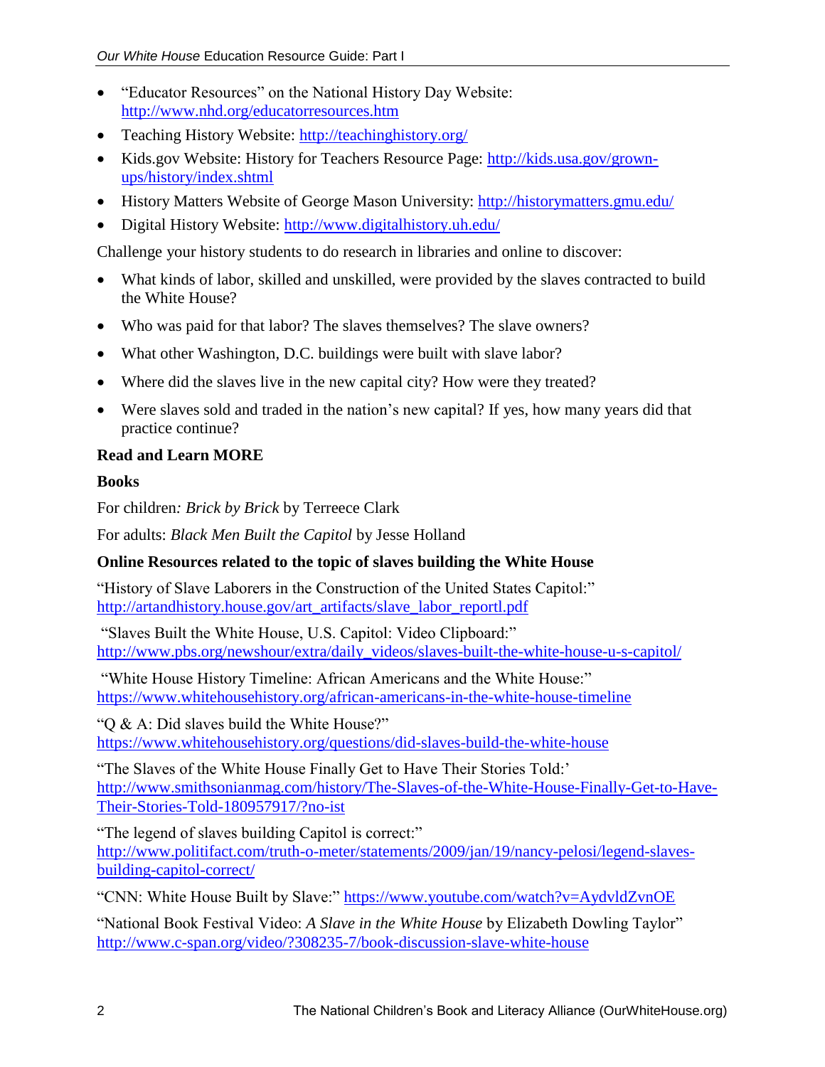- "Educator Resources" on the National History Day Website: http://www.nhd.org/educatorresources.htm
- Teaching History Website: http://teachinghistory.org/
- Kids.gov Website: History for Teachers Resource Page: http://kids.usa.gov/grown-ups/history/index.shtml
- History Matters Website of George Mason University: http://historymatters.gmu.edu/
- Digital History Website: http://www.digitalhistory.uh.edu/

Challenge your history students to do research in libraries and online to discover:

- What kinds of labor, skilled and unskilled, were provided by the slaves contracted to build the White House?
- Who was paid for that labor? The slaves themselves? The slave owners?
- What other Washington, D.C. buildings were built with slave labor?
- Where did the slaves live in the new capital city? How were they treated?
- Were slaves sold and traded in the nation's new capital? If yes, how many years did that practice continue?

**Read and Learn MORE**

**Books**

For children*:* *Brick by Brick* by Terreece Clark

For adults: *Black Men Built the Capitol* by Jesse Holland

**Online Resources related to the topic of slaves building the White House**

"History of Slave Laborers in the Construction of the United States Capitol:" http://artandhistory.house.gov/art_artifacts/slave_labor_reportl.pdf

"Slaves Built the White House, U.S. Capitol: Video Clipboard:" http://www.pbs.org/newshour/extra/daily_videos/slaves-built-the-white-house-u-s-capitol/

"White House History Timeline: African Americans and the White House:" https://www.whitehousehistory.org/african-americans-in-the-white-house-timeline

"Q & A: Did slaves build the White House?" https://www.whitehousehistory.org/questions/did-slaves-build-the-white-house

"The Slaves of the White House Finally Get to Have Their Stories Told:' http://www.smithsonianmag.com/history/The-Slaves-of-the-White-House-Finally-Get-to-Have-Their-Stories-Told-180957917/?no-ist

"The legend of slaves building Capitol is correct:" http://www.politifact.com/truth-o-meter/statements/2009/jan/19/nancy-pelosi/legend-slaves-building-capitol-correct/

"CNN: White House Built by Slave:" https://www.youtube.com/watch?v=AydvldZvnOE

"National Book Festival Video: *A Slave in the White House* by Elizabeth Dowling Taylor" http://www.c-span.org/video/?308235-7/book-discussion-slave-white-house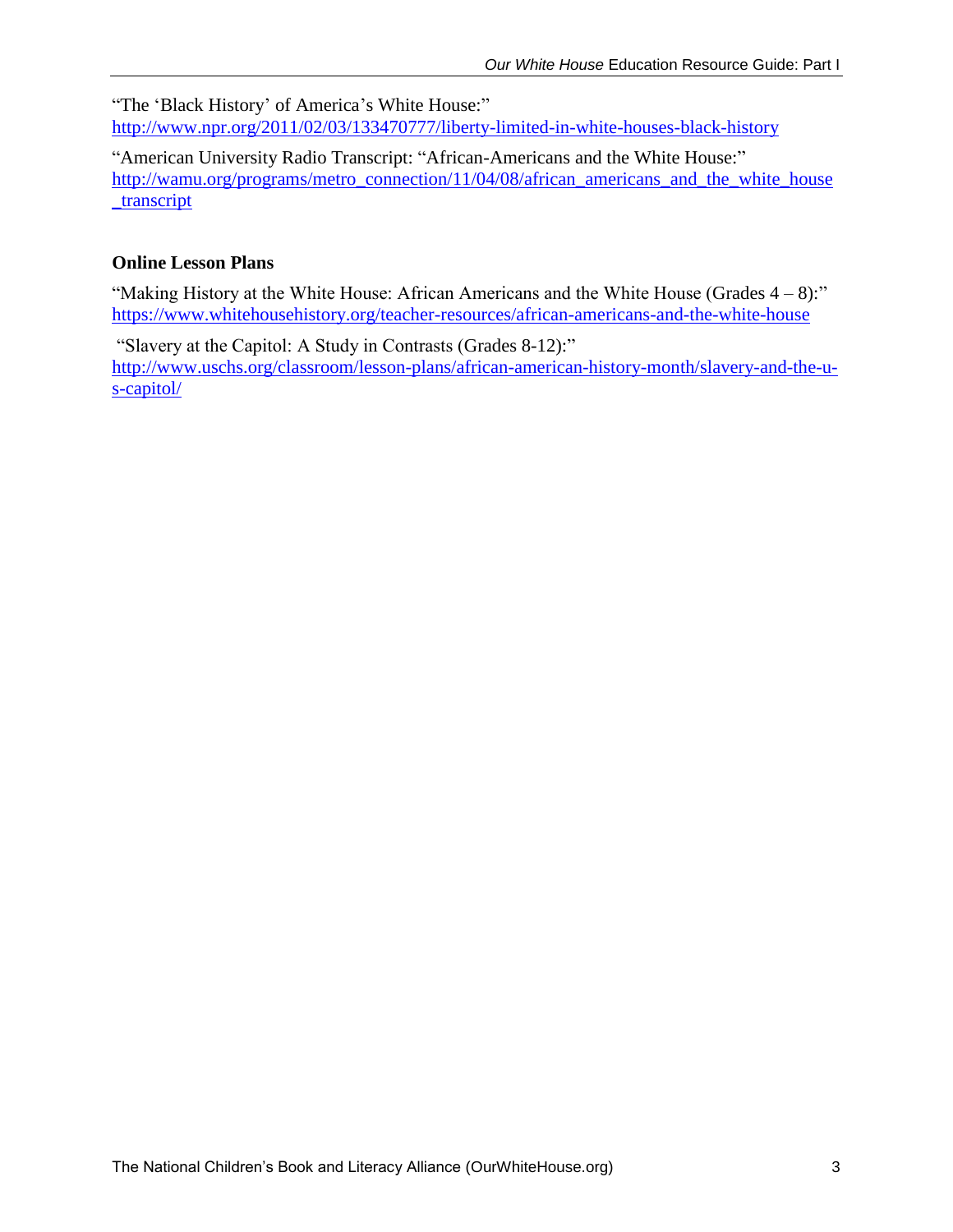"The 'Black History' of America's White House:"
http://www.npr.org/2011/02/03/133470777/liberty-limited-in-white-houses-black-history

"American University Radio Transcript: "African-Americans and the White House:"
http://wamu.org/programs/metro_connection/11/04/08/african_americans_and_the_white_house_transcript

## Online Lesson Plans

"Making History at the White House: African Americans and the White House (Grades 4 – 8):"
https://www.whitehousehistory.org/teacher-resources/african-americans-and-the-white-house

"Slavery at the Capitol: A Study in Contrasts (Grades 8-12):"
http://www.uschs.org/classroom/lesson-plans/african-american-history-month/slavery-and-the-u-s-capitol/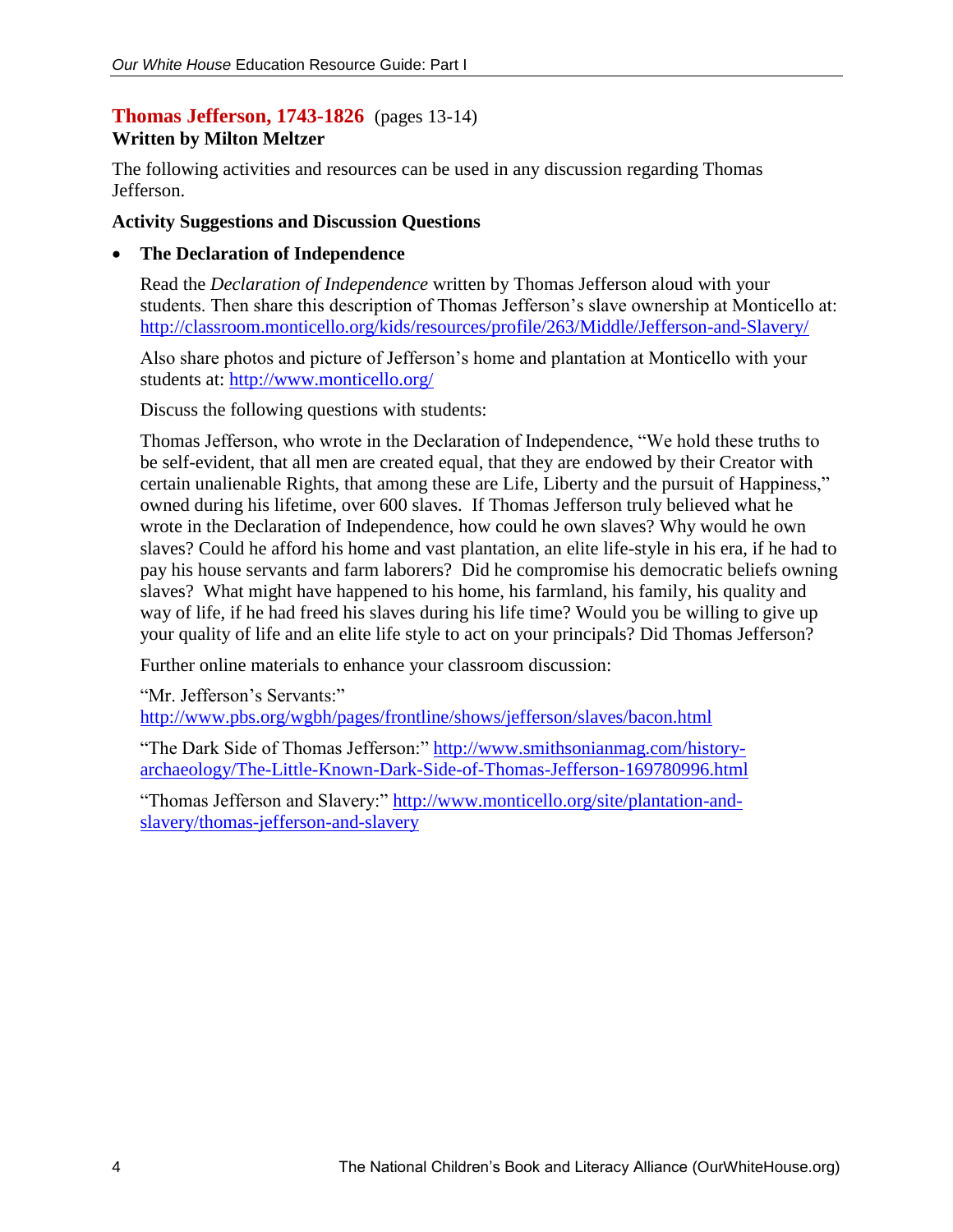## Thomas Jefferson, 1743-1826 (pages 13-14)

**Written by Milton Meltzer**

The following activities and resources can be used in any discussion regarding Thomas Jefferson.

### Activity Suggestions and Discussion Questions

- **The Declaration of Independence**

  Read the *Declaration of Independence* written by Thomas Jefferson aloud with your students. Then share this description of Thomas Jefferson's slave ownership at Monticello at: http://classroom.monticello.org/kids/resources/profile/263/Middle/Jefferson-and-Slavery/

  Also share photos and picture of Jefferson's home and plantation at Monticello with your students at: http://www.monticello.org/

  Discuss the following questions with students:

  Thomas Jefferson, who wrote in the Declaration of Independence, "We hold these truths to be self-evident, that all men are created equal, that they are endowed by their Creator with certain unalienable Rights, that among these are Life, Liberty and the pursuit of Happiness," owned during his lifetime, over 600 slaves. If Thomas Jefferson truly believed what he wrote in the Declaration of Independence, how could he own slaves? Why would he own slaves? Could he afford his home and vast plantation, an elite life-style in his era, if he had to pay his house servants and farm laborers? Did he compromise his democratic beliefs owning slaves? What might have happened to his home, his farmland, his family, his quality and way of life, if he had freed his slaves during his life time? Would you be willing to give up your quality of life and an elite life style to act on your principals? Did Thomas Jefferson?

  Further online materials to enhance your classroom discussion:

  "Mr. Jefferson's Servants:" http://www.pbs.org/wgbh/pages/frontline/shows/jefferson/slaves/bacon.html

  "The Dark Side of Thomas Jefferson:" http://www.smithsonianmag.com/history-archaeology/The-Little-Known-Dark-Side-of-Thomas-Jefferson-169780996.html

  "Thomas Jefferson and Slavery:" http://www.monticello.org/site/plantation-and-slavery/thomas-jefferson-and-slavery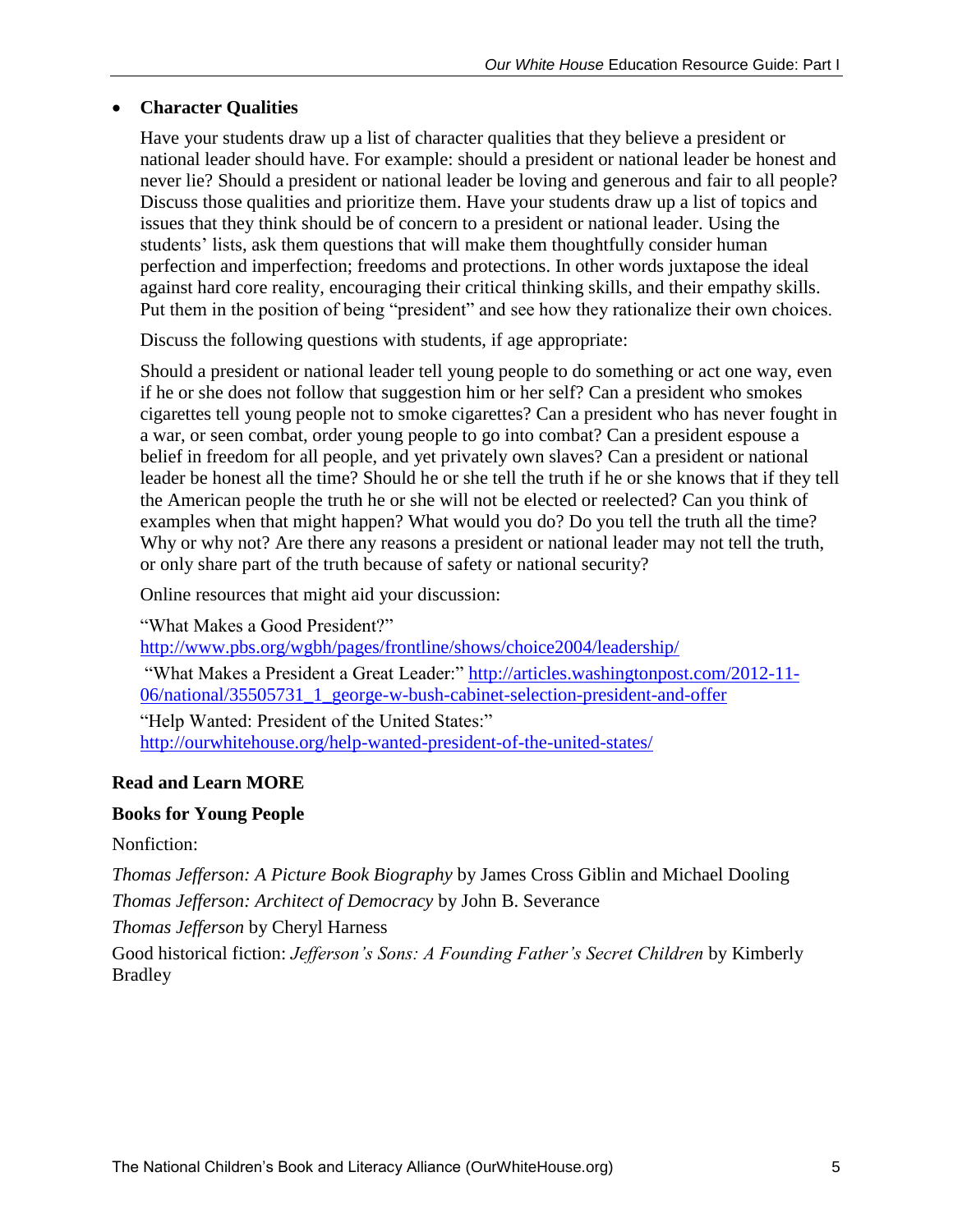- **Character Qualities**

  Have your students draw up a list of character qualities that they believe a president or national leader should have. For example: should a president or national leader be honest and never lie? Should a president or national leader be loving and generous and fair to all people? Discuss those qualities and prioritize them. Have your students draw up a list of topics and issues that they think should be of concern to a president or national leader. Using the students' lists, ask them questions that will make them thoughtfully consider human perfection and imperfection; freedoms and protections. In other words juxtapose the ideal against hard core reality, encouraging their critical thinking skills, and their empathy skills. Put them in the position of being "president" and see how they rationalize their own choices.

  Discuss the following questions with students, if age appropriate:

  Should a president or national leader tell young people to do something or act one way, even if he or she does not follow that suggestion him or her self? Can a president who smokes cigarettes tell young people not to smoke cigarettes? Can a president who has never fought in a war, or seen combat, order young people to go into combat? Can a president espouse a belief in freedom for all people, and yet privately own slaves? Can a president or national leader be honest all the time? Should he or she tell the truth if he or she knows that if they tell the American people the truth he or she will not be elected or reelected? Can you think of examples when that might happen? What would you do? Do you tell the truth all the time? Why or why not? Are there any reasons a president or national leader may not tell the truth, or only share part of the truth because of safety or national security?

  Online resources that might aid your discussion:

  "What Makes a Good President?" [http://www.pbs.org/wgbh/pages/frontline/shows/choice2004/leadership/](http://www.pbs.org/wgbh/pages/frontline/shows/choice2004/leadership/)

  "What Makes a President a Great Leader:" [http://articles.washingtonpost.com/2012-11-06/national/35505731_1_george-w-bush-cabinet-selection-president-and-offer](http://articles.washingtonpost.com/2012-11-06/national/35505731_1_george-w-bush-cabinet-selection-president-and-offer)

  "Help Wanted: President of the United States:" [http://ourwhitehouse.org/help-wanted-president-of-the-united-states/](http://ourwhitehouse.org/help-wanted-president-of-the-united-states/)

**Read and Learn MORE**

**Books for Young People**

Nonfiction:

*Thomas Jefferson: A Picture Book Biography* by James Cross Giblin and Michael Dooling

*Thomas Jefferson: Architect of Democracy* by John B. Severance

*Thomas Jefferson* by Cheryl Harness

Good historical fiction: *Jefferson's Sons: A Founding Father's Secret Children* by Kimberly Bradley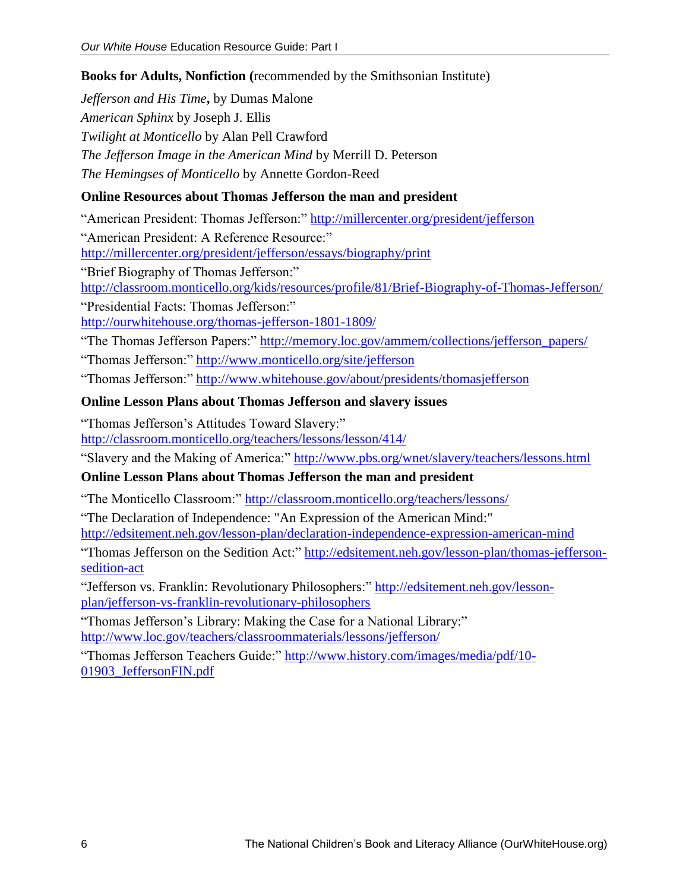**Books for Adults, Nonfiction (**recommended by the Smithsonian Institute)

*Jefferson and His Time***,** by Dumas Malone

*American Sphinx* by Joseph J. Ellis

*Twilight at Monticello* by Alan Pell Crawford

*The Jefferson Image in the American Mind* by Merrill D. Peterson

*The Hemingses of Monticello* by Annette Gordon-Reed

**Online Resources about Thomas Jefferson the man and president**

"American President: Thomas Jefferson:" http://millercenter.org/president/jefferson

"American President: A Reference Resource:" http://millercenter.org/president/jefferson/essays/biography/print

"Brief Biography of Thomas Jefferson:" http://classroom.monticello.org/kids/resources/profile/81/Brief-Biography-of-Thomas-Jefferson/

"Presidential Facts: Thomas Jefferson:" http://ourwhitehouse.org/thomas-jefferson-1801-1809/

"The Thomas Jefferson Papers:" http://memory.loc.gov/ammem/collections/jefferson_papers/

"Thomas Jefferson:" http://www.monticello.org/site/jefferson

"Thomas Jefferson:" http://www.whitehouse.gov/about/presidents/thomasjefferson

**Online Lesson Plans about Thomas Jefferson and slavery issues**

"Thomas Jefferson's Attitudes Toward Slavery:" http://classroom.monticello.org/teachers/lessons/lesson/414/

"Slavery and the Making of America:" http://www.pbs.org/wnet/slavery/teachers/lessons.html

**Online Lesson Plans about Thomas Jefferson the man and president**

"The Monticello Classroom:" http://classroom.monticello.org/teachers/lessons/

"The Declaration of Independence: "An Expression of the American Mind:" http://edsitement.neh.gov/lesson-plan/declaration-independence-expression-american-mind

"Thomas Jefferson on the Sedition Act:" http://edsitement.neh.gov/lesson-plan/thomas-jefferson-sedition-act

"Jefferson vs. Franklin: Revolutionary Philosophers:" http://edsitement.neh.gov/lesson-plan/jefferson-vs-franklin-revolutionary-philosophers

"Thomas Jefferson's Library: Making the Case for a National Library:" http://www.loc.gov/teachers/classroommaterials/lessons/jefferson/

"Thomas Jefferson Teachers Guide:" http://www.history.com/images/media/pdf/10-01903_JeffersonFIN.pdf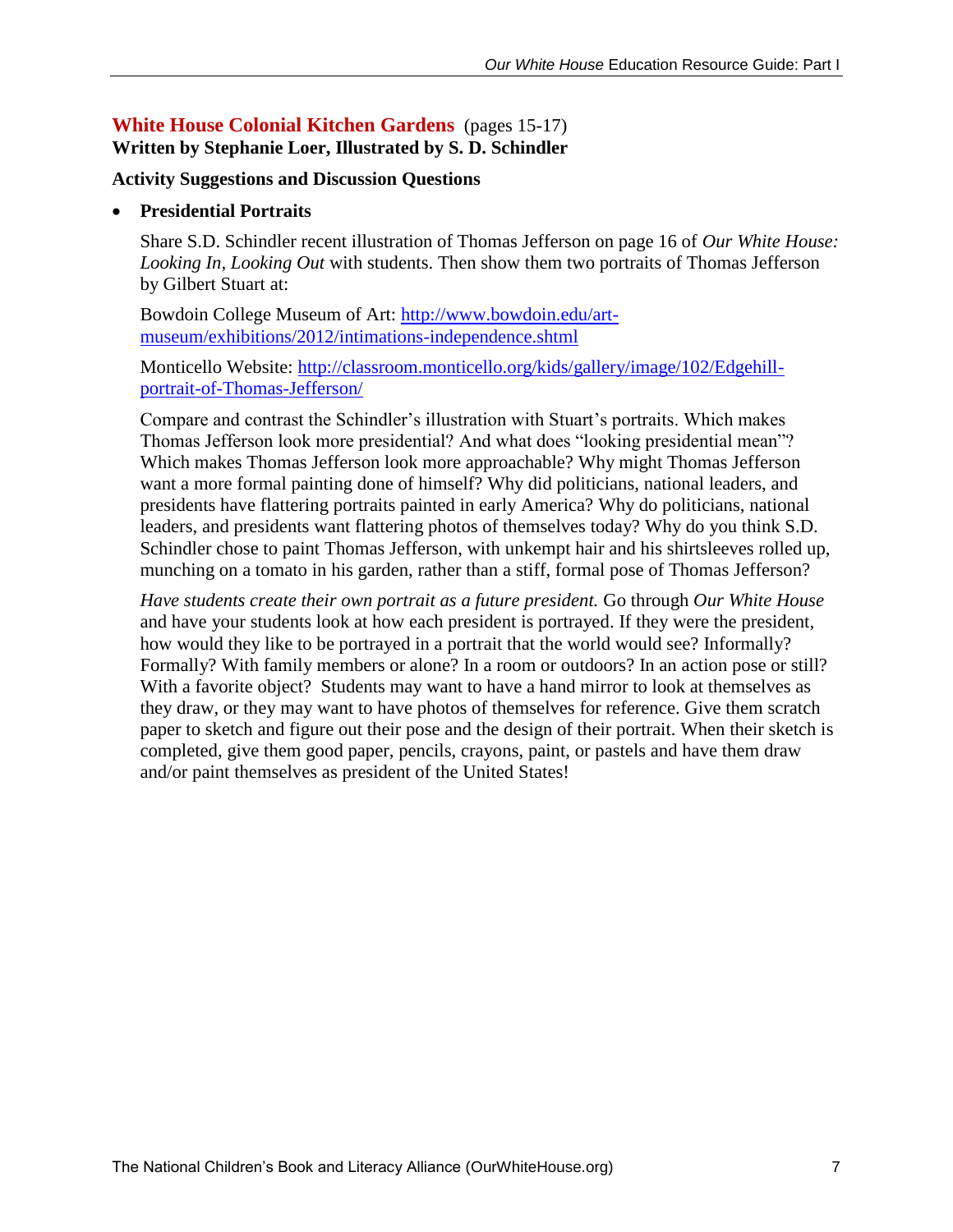## White House Colonial Kitchen Gardens (pages 15-17)

**Written by Stephanie Loer, Illustrated by S. D. Schindler**

**Activity Suggestions and Discussion Questions**

- **Presidential Portraits**

  Share S.D. Schindler recent illustration of Thomas Jefferson on page 16 of *Our White House: Looking In, Looking Out* with students. Then show them two portraits of Thomas Jefferson by Gilbert Stuart at:

  Bowdoin College Museum of Art: [http://www.bowdoin.edu/art-museum/exhibitions/2012/intimations-independence.shtml](http://www.bowdoin.edu/art-museum/exhibitions/2012/intimations-independence.shtml)

  Monticello Website: [http://classroom.monticello.org/kids/gallery/image/102/Edgehill-portrait-of-Thomas-Jefferson/](http://classroom.monticello.org/kids/gallery/image/102/Edgehill-portrait-of-Thomas-Jefferson/)

  Compare and contrast the Schindler's illustration with Stuart's portraits. Which makes Thomas Jefferson look more presidential? And what does "looking presidential mean"? Which makes Thomas Jefferson look more approachable? Why might Thomas Jefferson want a more formal painting done of himself? Why did politicians, national leaders, and presidents have flattering portraits painted in early America? Why do politicians, national leaders, and presidents want flattering photos of themselves today? Why do you think S.D. Schindler chose to paint Thomas Jefferson, with unkempt hair and his shirtsleeves rolled up, munching on a tomato in his garden, rather than a stiff, formal pose of Thomas Jefferson?

  *Have students create their own portrait as a future president.* Go through *Our White House* and have your students look at how each president is portrayed. If they were the president, how would they like to be portrayed in a portrait that the world would see? Informally? Formally? With family members or alone? In a room or outdoors? In an action pose or still? With a favorite object? Students may want to have a hand mirror to look at themselves as they draw, or they may want to have photos of themselves for reference. Give them scratch paper to sketch and figure out their pose and the design of their portrait. When their sketch is completed, give them good paper, pencils, crayons, paint, or pastels and have them draw and/or paint themselves as president of the United States!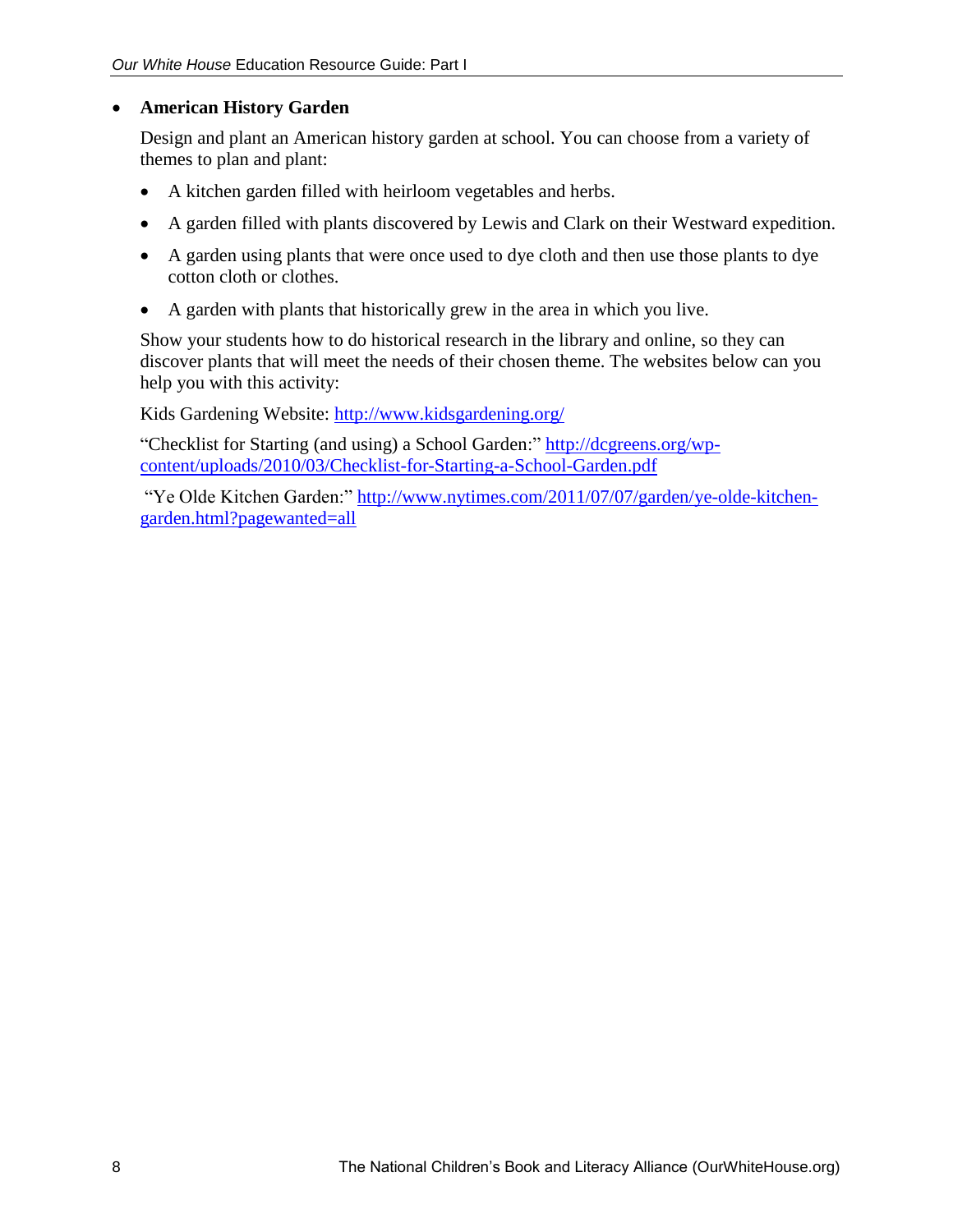- **American History Garden**

  Design and plant an American history garden at school. You can choose from a variety of themes to plan and plant:

  - A kitchen garden filled with heirloom vegetables and herbs.
  - A garden filled with plants discovered by Lewis and Clark on their Westward expedition.
  - A garden using plants that were once used to dye cloth and then use those plants to dye cotton cloth or clothes.
  - A garden with plants that historically grew in the area in which you live.

  Show your students how to do historical research in the library and online, so they can discover plants that will meet the needs of their chosen theme. The websites below can you help you with this activity:

  Kids Gardening Website: http://www.kidsgardening.org/

  "Checklist for Starting (and using) a School Garden:" http://dcgreens.org/wp-content/uploads/2010/03/Checklist-for-Starting-a-School-Garden.pdf

  "Ye Olde Kitchen Garden:" http://www.nytimes.com/2011/07/07/garden/ye-olde-kitchen-garden.html?pagewanted=all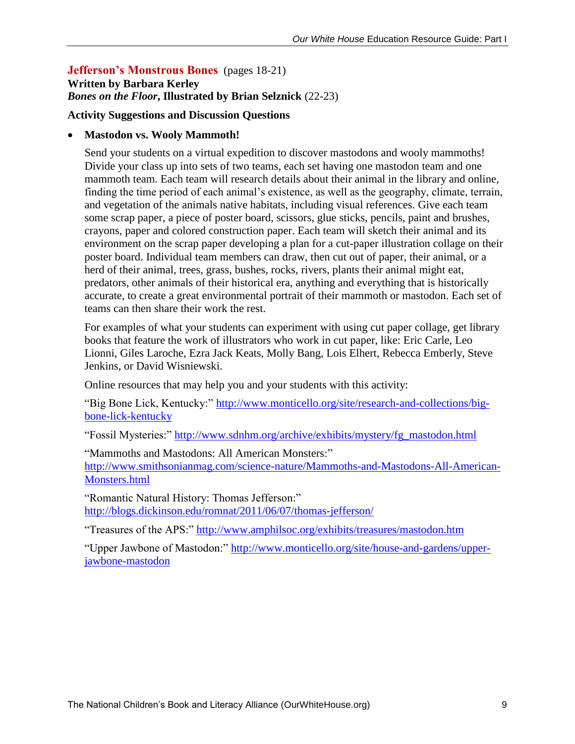## Jefferson's Monstrous Bones (pages 18-21)

**Written by Barbara Kerley**
***Bones on the Floor*, Illustrated by Brian Selznick** (22-23)

**Activity Suggestions and Discussion Questions**

- **Mastodon vs. Wooly Mammoth!**

  Send your students on a virtual expedition to discover mastodons and wooly mammoths! Divide your class up into sets of two teams, each set having one mastodon team and one mammoth team. Each team will research details about their animal in the library and online, finding the time period of each animal's existence, as well as the geography, climate, terrain, and vegetation of the animals native habitats, including visual references. Give each team some scrap paper, a piece of poster board, scissors, glue sticks, pencils, paint and brushes, crayons, paper and colored construction paper. Each team will sketch their animal and its environment on the scrap paper developing a plan for a cut-paper illustration collage on their poster board. Individual team members can draw, then cut out of paper, their animal, or a herd of their animal, trees, grass, bushes, rocks, rivers, plants their animal might eat, predators, other animals of their historical era, anything and everything that is historically accurate, to create a great environmental portrait of their mammoth or mastodon. Each set of teams can then share their work the rest.

  For examples of what your students can experiment with using cut paper collage, get library books that feature the work of illustrators who work in cut paper, like: Eric Carle, Leo Lionni, Giles Laroche, Ezra Jack Keats, Molly Bang, Lois Elhert, Rebecca Emberly, Steve Jenkins, or David Wisniewski.

  Online resources that may help you and your students with this activity:

  "Big Bone Lick, Kentucky:" http://www.monticello.org/site/research-and-collections/big-bone-lick-kentucky

  "Fossil Mysteries:" http://www.sdnhm.org/archive/exhibits/mystery/fg_mastodon.html

  "Mammoths and Mastodons: All American Monsters:" http://www.smithsonianmag.com/science-nature/Mammoths-and-Mastodons-All-American-Monsters.html

  "Romantic Natural History: Thomas Jefferson:" http://blogs.dickinson.edu/romnat/2011/06/07/thomas-jefferson/

  "Treasures of the APS:" http://www.amphilsoc.org/exhibits/treasures/mastodon.htm

  "Upper Jawbone of Mastodon:" http://www.monticello.org/site/house-and-gardens/upper-jawbone-mastodon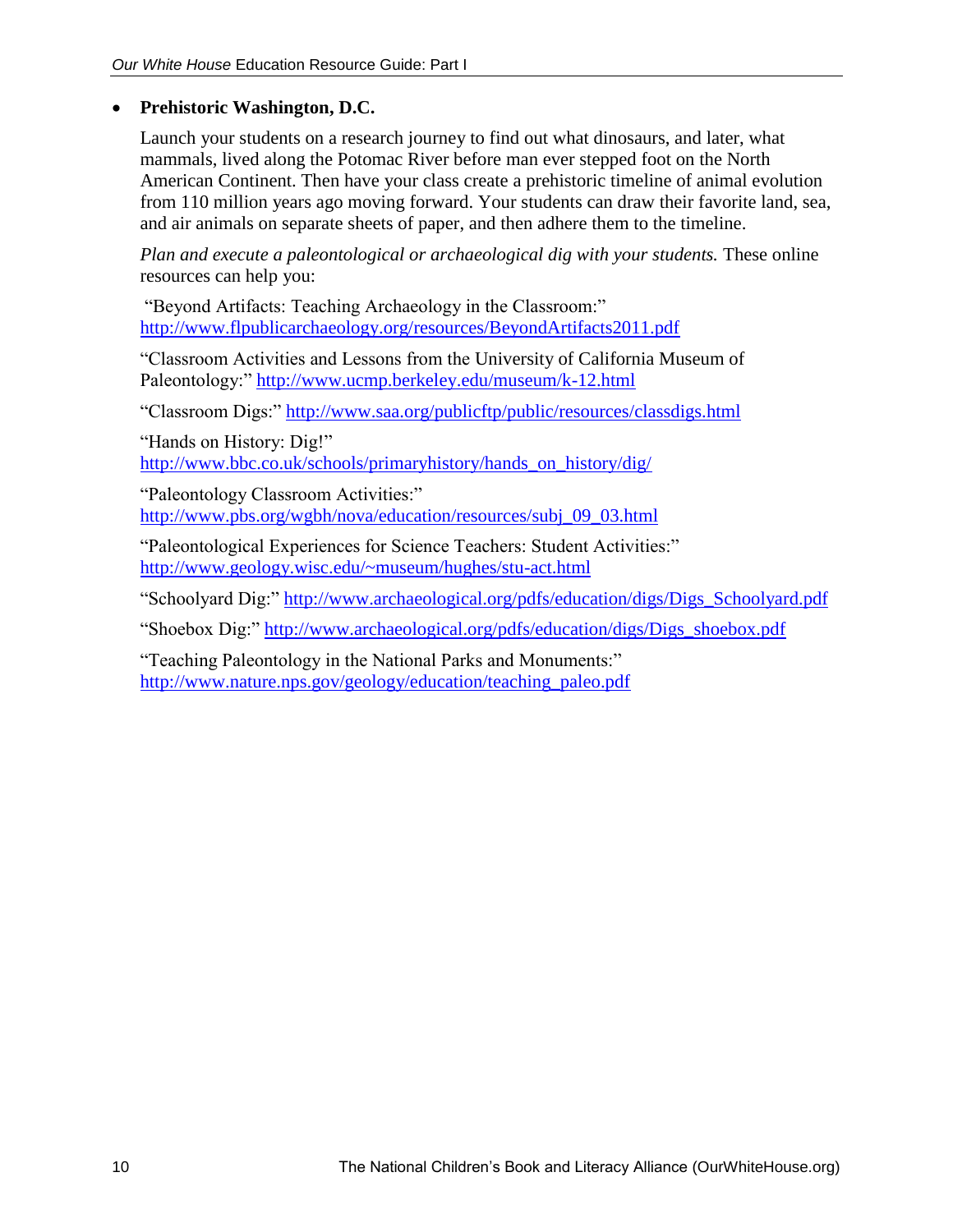- **Prehistoric Washington, D.C.**

  Launch your students on a research journey to find out what dinosaurs, and later, what mammals, lived along the Potomac River before man ever stepped foot on the North American Continent. Then have your class create a prehistoric timeline of animal evolution from 110 million years ago moving forward. Your students can draw their favorite land, sea, and air animals on separate sheets of paper, and then adhere them to the timeline.

  *Plan and execute a paleontological or archaeological dig with your students.* These online resources can help you:

  "Beyond Artifacts: Teaching Archaeology in the Classroom:" http://www.flpublicarchaeology.org/resources/BeyondArtifacts2011.pdf

  "Classroom Activities and Lessons from the University of California Museum of Paleontology:" http://www.ucmp.berkeley.edu/museum/k-12.html

  "Classroom Digs:" http://www.saa.org/publicftp/public/resources/classdigs.html

  "Hands on History: Dig!" http://www.bbc.co.uk/schools/primaryhistory/hands_on_history/dig/

  "Paleontology Classroom Activities:" http://www.pbs.org/wgbh/nova/education/resources/subj_09_03.html

  "Paleontological Experiences for Science Teachers: Student Activities:" http://www.geology.wisc.edu/~museum/hughes/stu-act.html

  "Schoolyard Dig:" http://www.archaeological.org/pdfs/education/digs/Digs_Schoolyard.pdf

  "Shoebox Dig:" http://www.archaeological.org/pdfs/education/digs/Digs_shoebox.pdf

  "Teaching Paleontology in the National Parks and Monuments:" http://www.nature.nps.gov/geology/education/teaching_paleo.pdf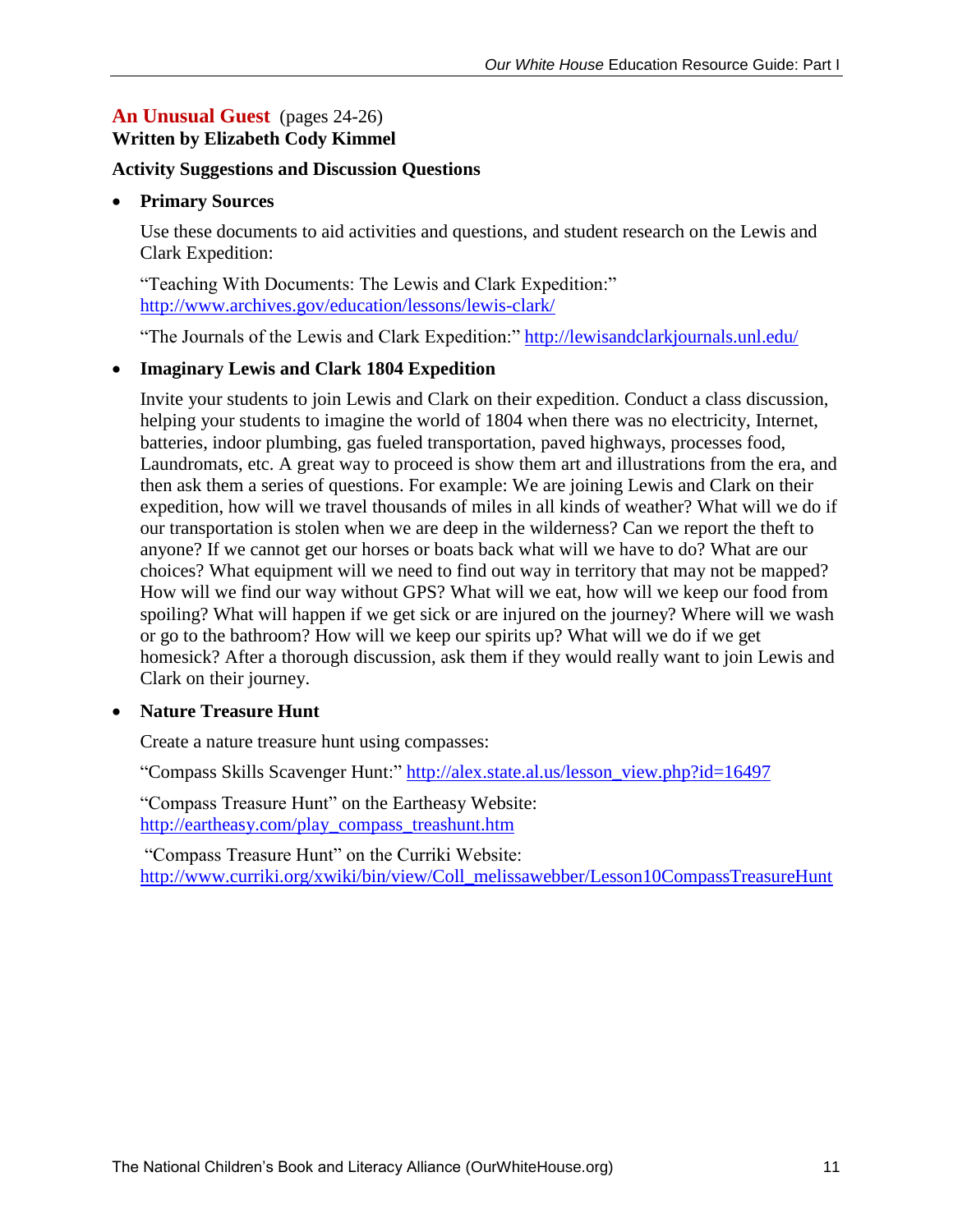## An Unusual Guest (pages 24-26)
**Written by Elizabeth Cody Kimmel**

**Activity Suggestions and Discussion Questions**

- **Primary Sources**

  Use these documents to aid activities and questions, and student research on the Lewis and Clark Expedition:

  "Teaching With Documents: The Lewis and Clark Expedition:" http://www.archives.gov/education/lessons/lewis-clark/

  "The Journals of the Lewis and Clark Expedition:" http://lewisandclarkjournals.unl.edu/

- **Imaginary Lewis and Clark 1804 Expedition**

  Invite your students to join Lewis and Clark on their expedition. Conduct a class discussion, helping your students to imagine the world of 1804 when there was no electricity, Internet, batteries, indoor plumbing, gas fueled transportation, paved highways, processes food, Laundromats, etc. A great way to proceed is show them art and illustrations from the era, and then ask them a series of questions. For example: We are joining Lewis and Clark on their expedition, how will we travel thousands of miles in all kinds of weather? What will we do if our transportation is stolen when we are deep in the wilderness? Can we report the theft to anyone? If we cannot get our horses or boats back what will we have to do? What are our choices? What equipment will we need to find out way in territory that may not be mapped? How will we find our way without GPS? What will we eat, how will we keep our food from spoiling? What will happen if we get sick or are injured on the journey? Where will we wash or go to the bathroom? How will we keep our spirits up? What will we do if we get homesick? After a thorough discussion, ask them if they would really want to join Lewis and Clark on their journey.

- **Nature Treasure Hunt**

  Create a nature treasure hunt using compasses:

  "Compass Skills Scavenger Hunt:" http://alex.state.al.us/lesson_view.php?id=16497

  "Compass Treasure Hunt" on the Eartheasy Website: http://eartheasy.com/play_compass_treashunt.htm

  "Compass Treasure Hunt" on the Curriki Website: http://www.curriki.org/xwiki/bin/view/Coll_melissawebber/Lesson10CompassTreasureHunt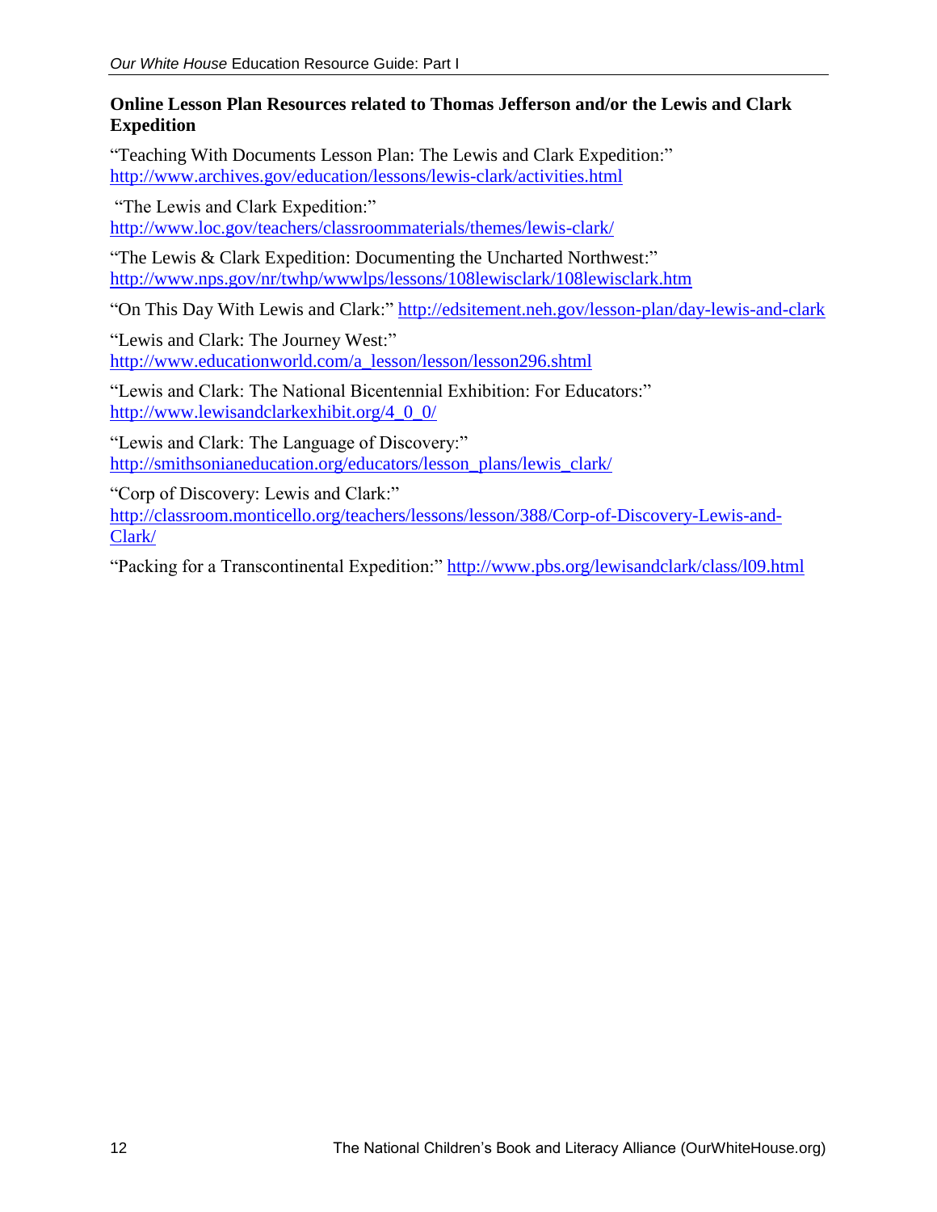**Online Lesson Plan Resources related to Thomas Jefferson and/or the Lewis and Clark Expedition**

"Teaching With Documents Lesson Plan: The Lewis and Clark Expedition:"
http://www.archives.gov/education/lessons/lewis-clark/activities.html

"The Lewis and Clark Expedition:"
http://www.loc.gov/teachers/classroommaterials/themes/lewis-clark/

"The Lewis & Clark Expedition: Documenting the Uncharted Northwest:"
http://www.nps.gov/nr/twhp/wwwlps/lessons/108lewisclark/108lewisclark.htm

"On This Day With Lewis and Clark:" http://edsitement.neh.gov/lesson-plan/day-lewis-and-clark

"Lewis and Clark: The Journey West:"
http://www.educationworld.com/a_lesson/lesson/lesson296.shtml

"Lewis and Clark: The National Bicentennial Exhibition: For Educators:"
http://www.lewisandclarkexhibit.org/4_0_0/

"Lewis and Clark: The Language of Discovery:"
http://smithsonianeducation.org/educators/lesson_plans/lewis_clark/

"Corp of Discovery: Lewis and Clark:"
http://classroom.monticello.org/teachers/lessons/lesson/388/Corp-of-Discovery-Lewis-and-Clark/

"Packing for a Transcontinental Expedition:" http://www.pbs.org/lewisandclark/class/l09.html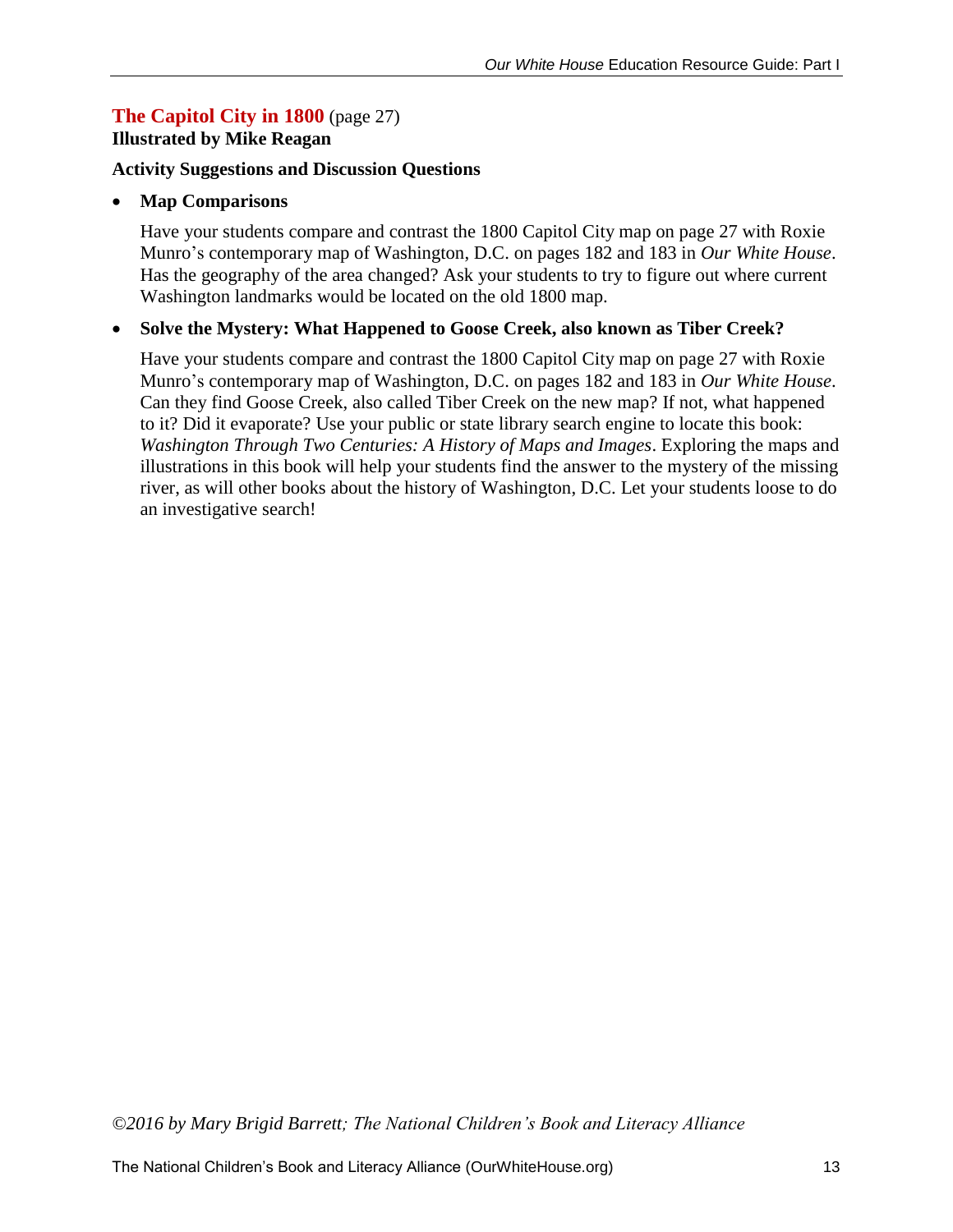## The Capitol City in 1800 (page 27)

**Illustrated by Mike Reagan**

**Activity Suggestions and Discussion Questions**

- **Map Comparisons**

  Have your students compare and contrast the 1800 Capitol City map on page 27 with Roxie Munro's contemporary map of Washington, D.C. on pages 182 and 183 in *Our White House*. Has the geography of the area changed? Ask your students to try to figure out where current Washington landmarks would be located on the old 1800 map.

- **Solve the Mystery: What Happened to Goose Creek, also known as Tiber Creek?**

  Have your students compare and contrast the 1800 Capitol City map on page 27 with Roxie Munro's contemporary map of Washington, D.C. on pages 182 and 183 in *Our White House*. Can they find Goose Creek, also called Tiber Creek on the new map? If not, what happened to it? Did it evaporate? Use your public or state library search engine to locate this book: *Washington Through Two Centuries: A History of Maps and Images*. Exploring the maps and illustrations in this book will help your students find the answer to the mystery of the missing river, as will other books about the history of Washington, D.C. Let your students loose to do an investigative search!

*©2016 by Mary Brigid Barrett; The National Children's Book and Literacy Alliance*